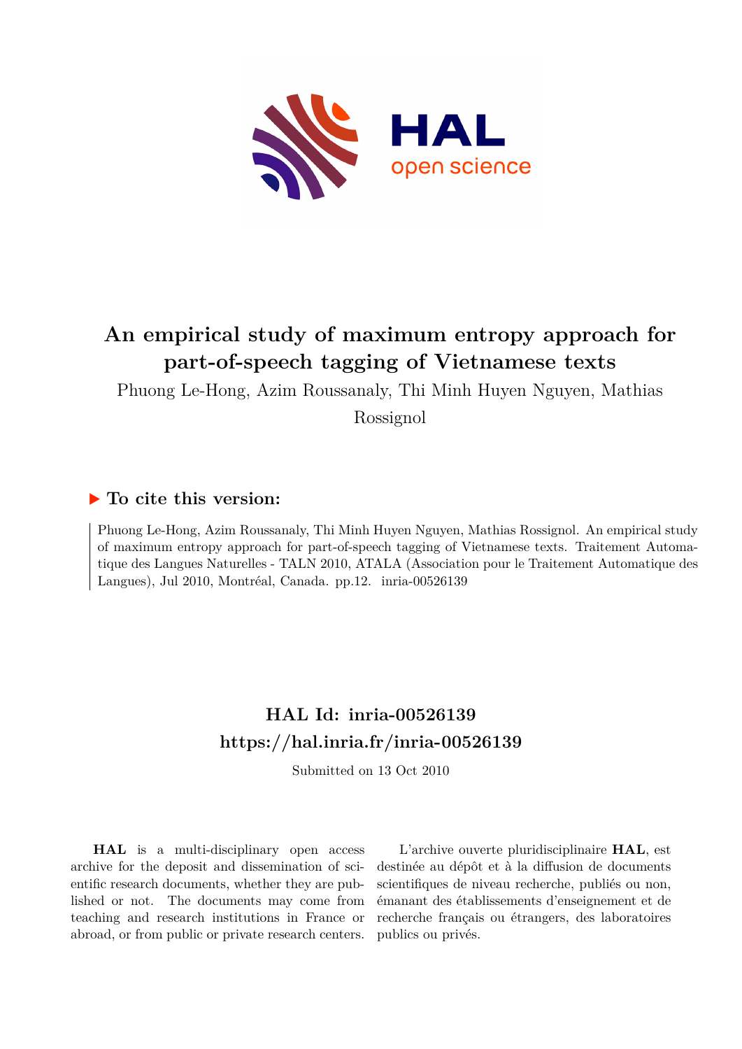# An empirical study of maximum entropy approach for part-of-speech tagging of Vietnamese texts

Phuong Le-Hong, Azim Roussanaly, Thi Minh Huyen Nguyen, Mathias Rossignol

## ▶ To cite this version:

Phuong Le-Hong, Azim Roussanaly, Thi Minh Huyen Nguyen, Mathias Rossignol. An empirical study of maximum entropy approach for part-of-speech tagging of Vietnamese texts. Traitement Automatique des Langues Naturelles - TALN 2010, ATALA (Association pour le Traitement Automatique des Langues), Jul 2010, Montréal, Canada. pp.12. inria-00526139

## HAL Id: inria-00526139
## https://hal.inria.fr/inria-00526139

Submitted on 13 Oct 2010

**HAL** is a multi-disciplinary open access archive for the deposit and dissemination of scientific research documents, whether they are published or not. The documents may come from teaching and research institutions in France or abroad, or from public or private research centers.

L'archive ouverte pluridisciplinaire **HAL**, est destinée au dépôt et à la diffusion de documents scientifiques de niveau recherche, publiés ou non, émanant des établissements d'enseignement et de recherche français ou étrangers, des laboratoires publics ou privés.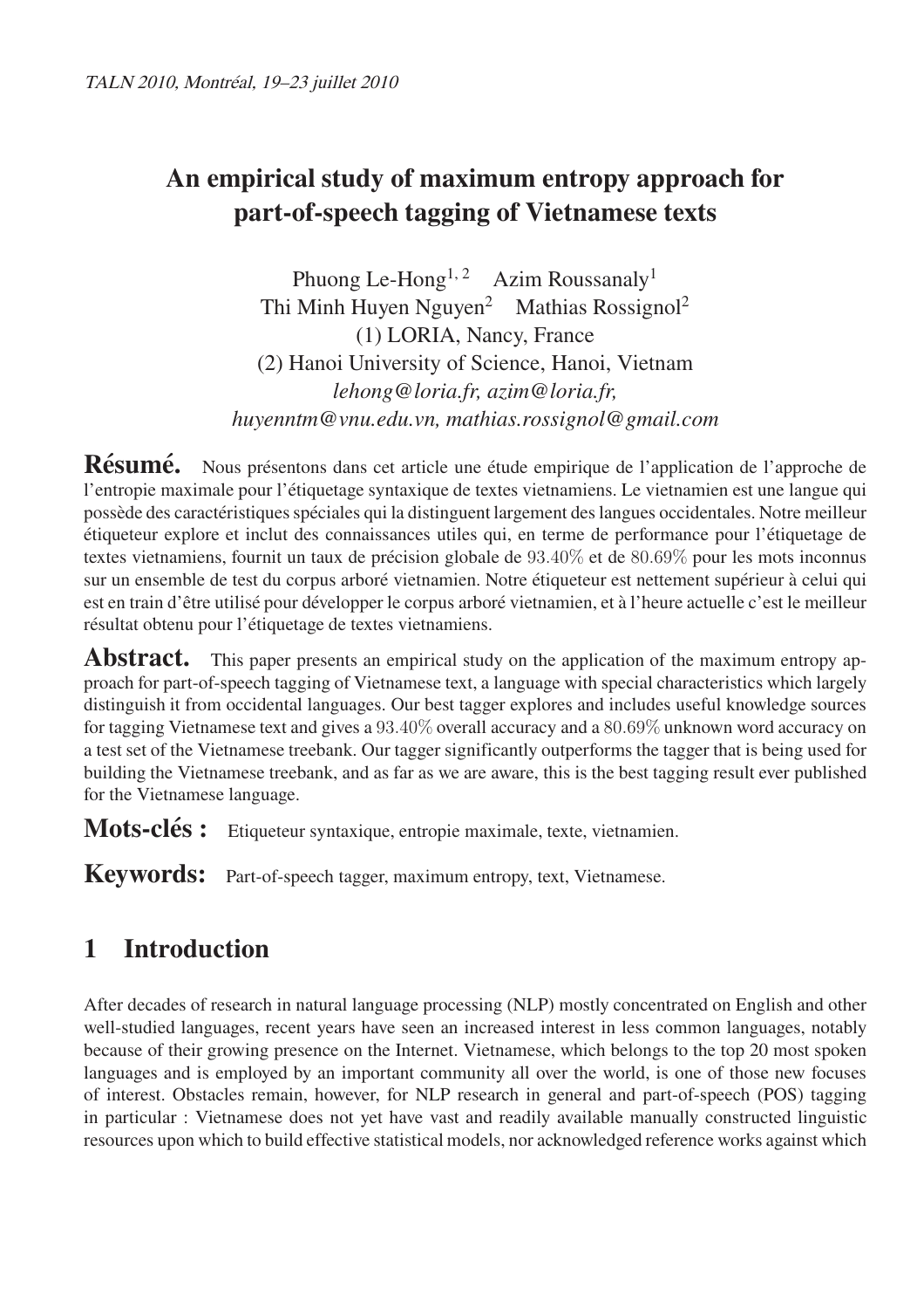# An empirical study of maximum entropy approach for part-of-speech tagging of Vietnamese texts

Phuong Le-Hong[1, 2] Azim Roussanaly[1]
Thi Minh Huyen Nguyen[2] Mathias Rossignol[2]
(1) LORIA, Nancy, France
(2) Hanoi University of Science, Hanoi, Vietnam
*lehong@loria.fr, azim@loria.fr,*
*huyenntm@vnu.edu.vn, mathias.rossignol@gmail.com*

**Résumé.** Nous présentons dans cet article une étude empirique de l'application de l'approche de l'entropie maximale pour l'étiquetage syntaxique de textes vietnamiens. Le vietnamien est une langue qui possède des caractéristiques spéciales qui la distinguent largement des langues occidentales. Notre meilleur étiqueteur explore et inclut des connaissances utiles qui, en terme de performance pour l'étiquetage de textes vietnamiens, fournit un taux de précision globale de $93.40\%$ et de $80.69\%$ pour les mots inconnus sur un ensemble de test du corpus arboré vietnamien. Notre étiqueteur est nettement supérieur à celui qui est en train d'être utilisé pour développer le corpus arboré vietnamien, et à l'heure actuelle c'est le meilleur résultat obtenu pour l'étiquetage de textes vietnamiens.

**Abstract.** This paper presents an empirical study on the application of the maximum entropy approach for part-of-speech tagging of Vietnamese text, a language with special characteristics which largely distinguish it from occidental languages. Our best tagger explores and includes useful knowledge sources for tagging Vietnamese text and gives a $93.40\%$ overall accuracy and a $80.69\%$ unknown word accuracy on a test set of the Vietnamese treebank. Our tagger significantly outperforms the tagger that is being used for building the Vietnamese treebank, and as far as we are aware, this is the best tagging result ever published for the Vietnamese language.

**Mots-clés :** Etiqueteur syntaxique, entropie maximale, texte, vietnamien.

**Keywords:** Part-of-speech tagger, maximum entropy, text, Vietnamese.

## 1 Introduction

After decades of research in natural language processing (NLP) mostly concentrated on English and other well-studied languages, recent years have seen an increased interest in less common languages, notably because of their growing presence on the Internet. Vietnamese, which belongs to the top 20 most spoken languages and is employed by an important community all over the world, is one of those new focuses of interest. Obstacles remain, however, for NLP research in general and part-of-speech (POS) tagging in particular : Vietnamese does not yet have vast and readily available manually constructed linguistic resources upon which to build effective statistical models, nor acknowledged reference works against which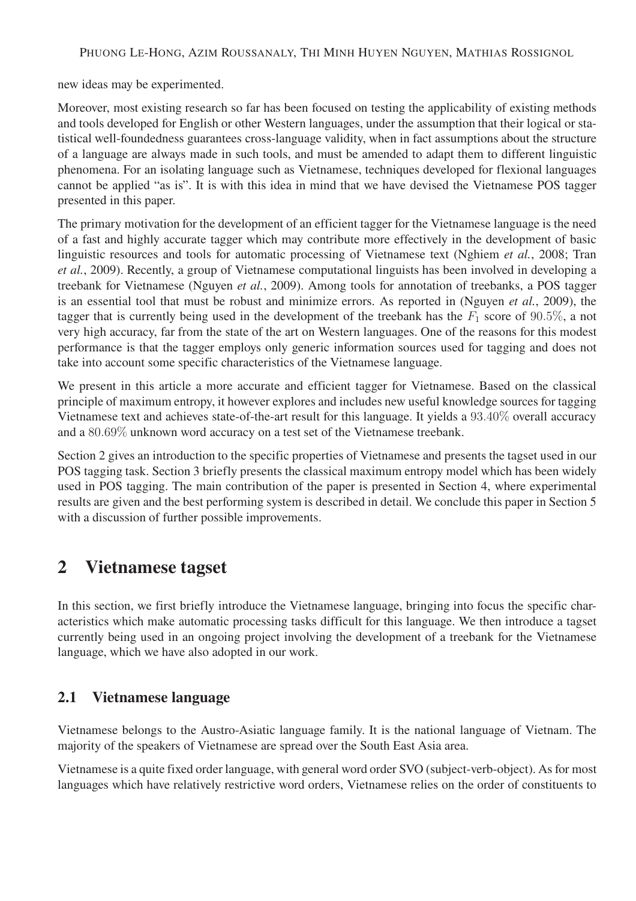new ideas may be experimented.

Moreover, most existing research so far has been focused on testing the applicability of existing methods and tools developed for English or other Western languages, under the assumption that their logical or statistical well-foundedness guarantees cross-language validity, when in fact assumptions about the structure of a language are always made in such tools, and must be amended to adapt them to different linguistic phenomena. For an isolating language such as Vietnamese, techniques developed for flexional languages cannot be applied "as is". It is with this idea in mind that we have devised the Vietnamese POS tagger presented in this paper.

The primary motivation for the development of an efficient tagger for the Vietnamese language is the need of a fast and highly accurate tagger which may contribute more effectively in the development of basic linguistic resources and tools for automatic processing of Vietnamese text (Nghiem *et al.*, 2008; Tran *et al.*, 2009). Recently, a group of Vietnamese computational linguists has been involved in developing a treebank for Vietnamese (Nguyen *et al.*, 2009). Among tools for annotation of treebanks, a POS tagger is an essential tool that must be robust and minimize errors. As reported in (Nguyen *et al.*, 2009), the tagger that is currently being used in the development of the treebank has the $F_1$ score of $90.5\%$, a not very high accuracy, far from the state of the art on Western languages. One of the reasons for this modest performance is that the tagger employs only generic information sources used for tagging and does not take into account some specific characteristics of the Vietnamese language.

We present in this article a more accurate and efficient tagger for Vietnamese. Based on the classical principle of maximum entropy, it however explores and includes new useful knowledge sources for tagging Vietnamese text and achieves state-of-the-art result for this language. It yields a $93.40\%$ overall accuracy and a $80.69\%$ unknown word accuracy on a test set of the Vietnamese treebank.

Section 2 gives an introduction to the specific properties of Vietnamese and presents the tagset used in our POS tagging task. Section 3 briefly presents the classical maximum entropy model which has been widely used in POS tagging. The main contribution of the paper is presented in Section 4, where experimental results are given and the best performing system is described in detail. We conclude this paper in Section 5 with a discussion of further possible improvements.

## 2 Vietnamese tagset

In this section, we first briefly introduce the Vietnamese language, bringing into focus the specific characteristics which make automatic processing tasks difficult for this language. We then introduce a tagset currently being used in an ongoing project involving the development of a treebank for the Vietnamese language, which we have also adopted in our work.

### 2.1 Vietnamese language

Vietnamese belongs to the Austro-Asiatic language family. It is the national language of Vietnam. The majority of the speakers of Vietnamese are spread over the South East Asia area.

Vietnamese is a quite fixed order language, with general word order SVO (subject-verb-object). As for most languages which have relatively restrictive word orders, Vietnamese relies on the order of constituents to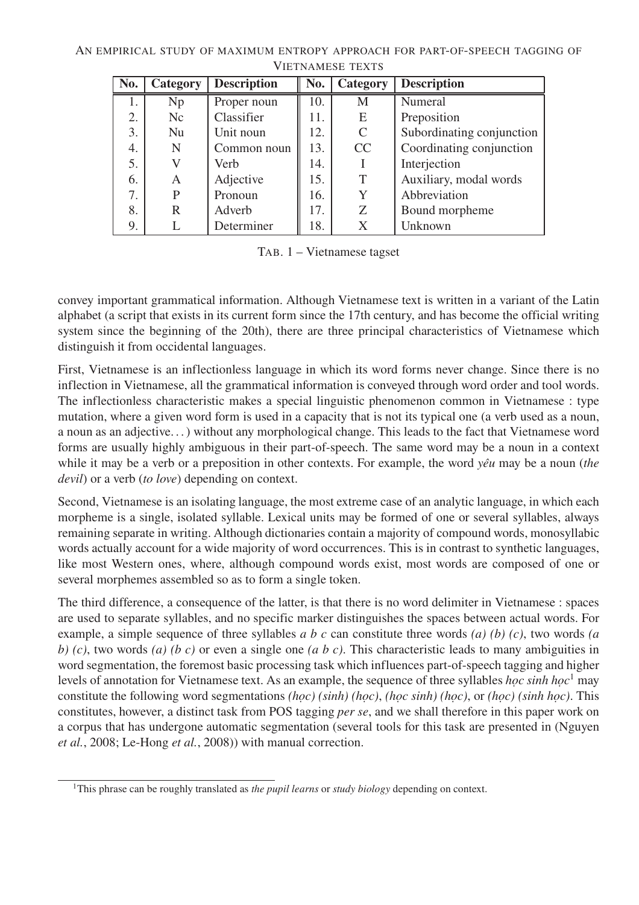| No. | Category | Description | No. | Category | Description |
|---|---|---|---|---|---|
| 1. | Np | Proper noun | 10. | M | Numeral |
| 2. | Nc | Classifier | 11. | E | Preposition |
| 3. | Nu | Unit noun | 12. | C | Subordinating conjunction |
| 4. | N | Common noun | 13. | CC | Coordinating conjunction |
| 5. | V | Verb | 14. | I | Interjection |
| 6. | A | Adjective | 15. | T | Auxiliary, modal words |
| 7. | P | Pronoun | 16. | Y | Abbreviation |
| 8. | R | Adverb | 17. | Z | Bound morpheme |
| 9. | L | Determiner | 18. | X | Unknown |

TAB. 1 – Vietnamese tagset

convey important grammatical information. Although Vietnamese text is written in a variant of the Latin alphabet (a script that exists in its current form since the 17th century, and has become the official writing system since the beginning of the 20th), there are three principal characteristics of Vietnamese which distinguish it from occidental languages.

First, Vietnamese is an inflectionless language in which its word forms never change. Since there is no inflection in Vietnamese, all the grammatical information is conveyed through word order and tool words. The inflectionless characteristic makes a special linguistic phenomenon common in Vietnamese : type mutation, where a given word form is used in a capacity that is not its typical one (a verb used as a noun, a noun as an adjective…) without any morphological change. This leads to the fact that Vietnamese word forms are usually highly ambiguous in their part-of-speech. The same word may be a noun in a context while it may be a verb or a preposition in other contexts. For example, the word *yêu* may be a noun (*the devil*) or a verb (*to love*) depending on context.

Second, Vietnamese is an isolating language, the most extreme case of an analytic language, in which each morpheme is a single, isolated syllable. Lexical units may be formed of one or several syllables, always remaining separate in writing. Although dictionaries contain a majority of compound words, monosyllabic words actually account for a wide majority of word occurrences. This is in contrast to synthetic languages, like most Western ones, where, although compound words exist, most words are composed of one or several morphemes assembled so as to form a single token.

The third difference, a consequence of the latter, is that there is no word delimiter in Vietnamese : spaces are used to separate syllables, and no specific marker distinguishes the spaces between actual words. For example, a simple sequence of three syllables *a b c* can constitute three words *(a) (b) (c)*, two words *(a b) (c)*, two words *(a) (b c)* or even a single one *(a b c)*. This characteristic leads to many ambiguities in word segmentation, the foremost basic processing task which influences part-of-speech tagging and higher levels of annotation for Vietnamese text. As an example, the sequence of three syllables *học sinh học*[1] may constitute the following word segmentations *(học) (sinh) (học)*, *(học sinh) (học)*, or *(học) (sinh học)*. This constitutes, however, a distinct task from POS tagging *per se*, and we shall therefore in this paper work on a corpus that has undergone automatic segmentation (several tools for this task are presented in (Nguyen *et al.*, 2008; Le-Hong *et al.*, 2008)) with manual correction.

[1] This phrase can be roughly translated as *the pupil learns* or *study biology* depending on context.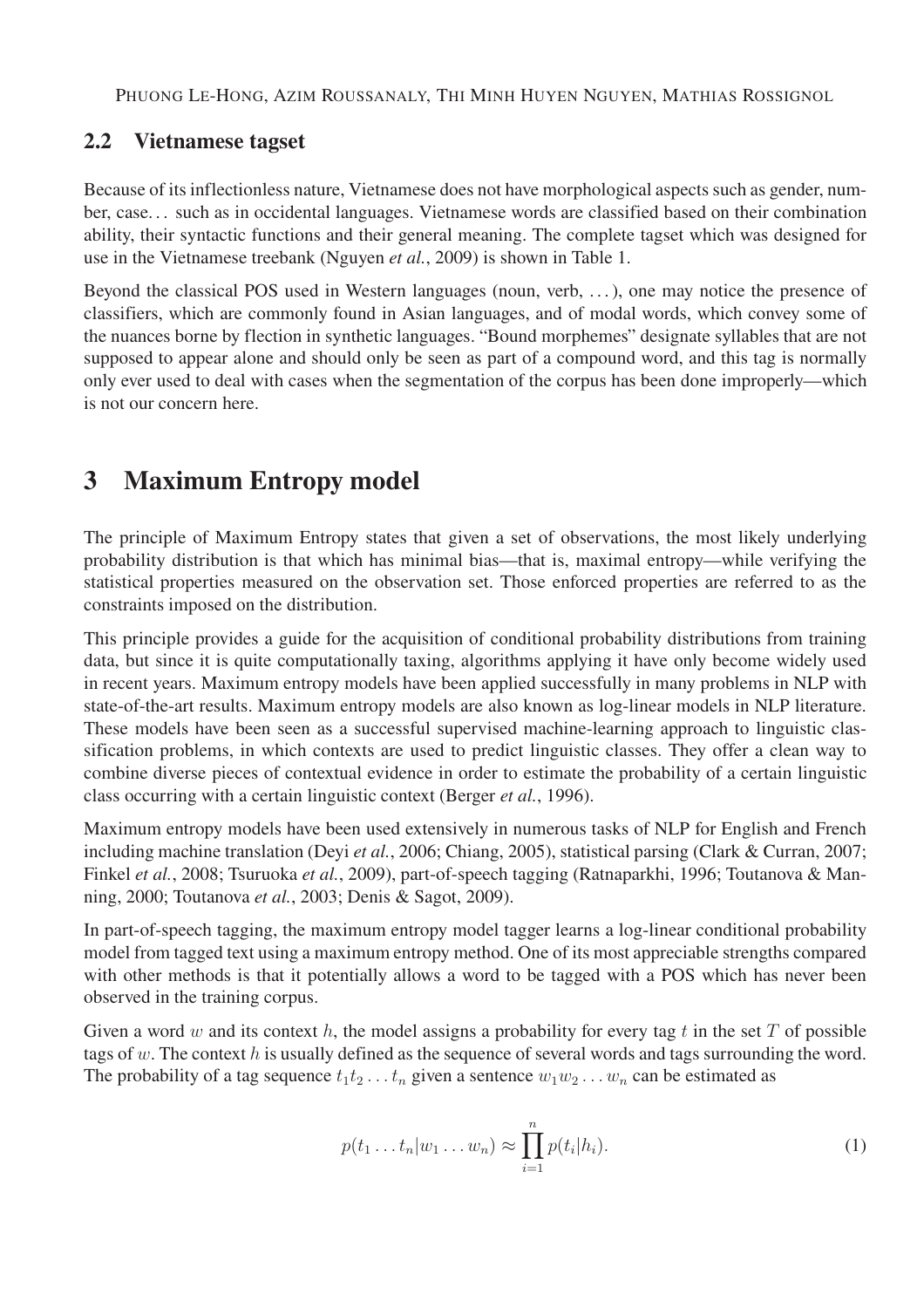## 2.2 Vietnamese tagset

Because of its inflectionless nature, Vietnamese does not have morphological aspects such as gender, number, case… such as in occidental languages. Vietnamese words are classified based on their combination ability, their syntactic functions and their general meaning. The complete tagset which was designed for use in the Vietnamese treebank (Nguyen *et al.*, 2009) is shown in Table 1.

Beyond the classical POS used in Western languages (noun, verb, …), one may notice the presence of classifiers, which are commonly found in Asian languages, and of modal words, which convey some of the nuances borne by flection in synthetic languages. "Bound morphemes" designate syllables that are not supposed to appear alone and should only be seen as part of a compound word, and this tag is normally only ever used to deal with cases when the segmentation of the corpus has been done improperly—which is not our concern here.

# 3 Maximum Entropy model

The principle of Maximum Entropy states that given a set of observations, the most likely underlying probability distribution is that which has minimal bias—that is, maximal entropy—while verifying the statistical properties measured on the observation set. Those enforced properties are referred to as the constraints imposed on the distribution.

This principle provides a guide for the acquisition of conditional probability distributions from training data, but since it is quite computationally taxing, algorithms applying it have only become widely used in recent years. Maximum entropy models have been applied successfully in many problems in NLP with state-of-the-art results. Maximum entropy models are also known as log-linear models in NLP literature. These models have been seen as a successful supervised machine-learning approach to linguistic classification problems, in which contexts are used to predict linguistic classes. They offer a clean way to combine diverse pieces of contextual evidence in order to estimate the probability of a certain linguistic class occurring with a certain linguistic context (Berger *et al.*, 1996).

Maximum entropy models have been used extensively in numerous tasks of NLP for English and French including machine translation (Deyi *et al.*, 2006; Chiang, 2005), statistical parsing (Clark & Curran, 2007; Finkel *et al.*, 2008; Tsuruoka *et al.*, 2009), part-of-speech tagging (Ratnaparkhi, 1996; Toutanova & Manning, 2000; Toutanova *et al.*, 2003; Denis & Sagot, 2009).

In part-of-speech tagging, the maximum entropy model tagger learns a log-linear conditional probability model from tagged text using a maximum entropy method. One of its most appreciable strengths compared with other methods is that it potentially allows a word to be tagged with a POS which has never been observed in the training corpus.

Given a word $w$ and its context $h$, the model assigns a probability for every tag $t$ in the set $T$ of possible tags of $w$. The context $h$ is usually defined as the sequence of several words and tags surrounding the word. The probability of a tag sequence $t_1 t_2 \dots t_n$ given a sentence $w_1 w_2 \dots w_n$ can be estimated as

$$p(t_1 \dots t_n | w_1 \dots w_n) \approx \prod_{i=1}^{n} p(t_i | h_i). \tag{1}$$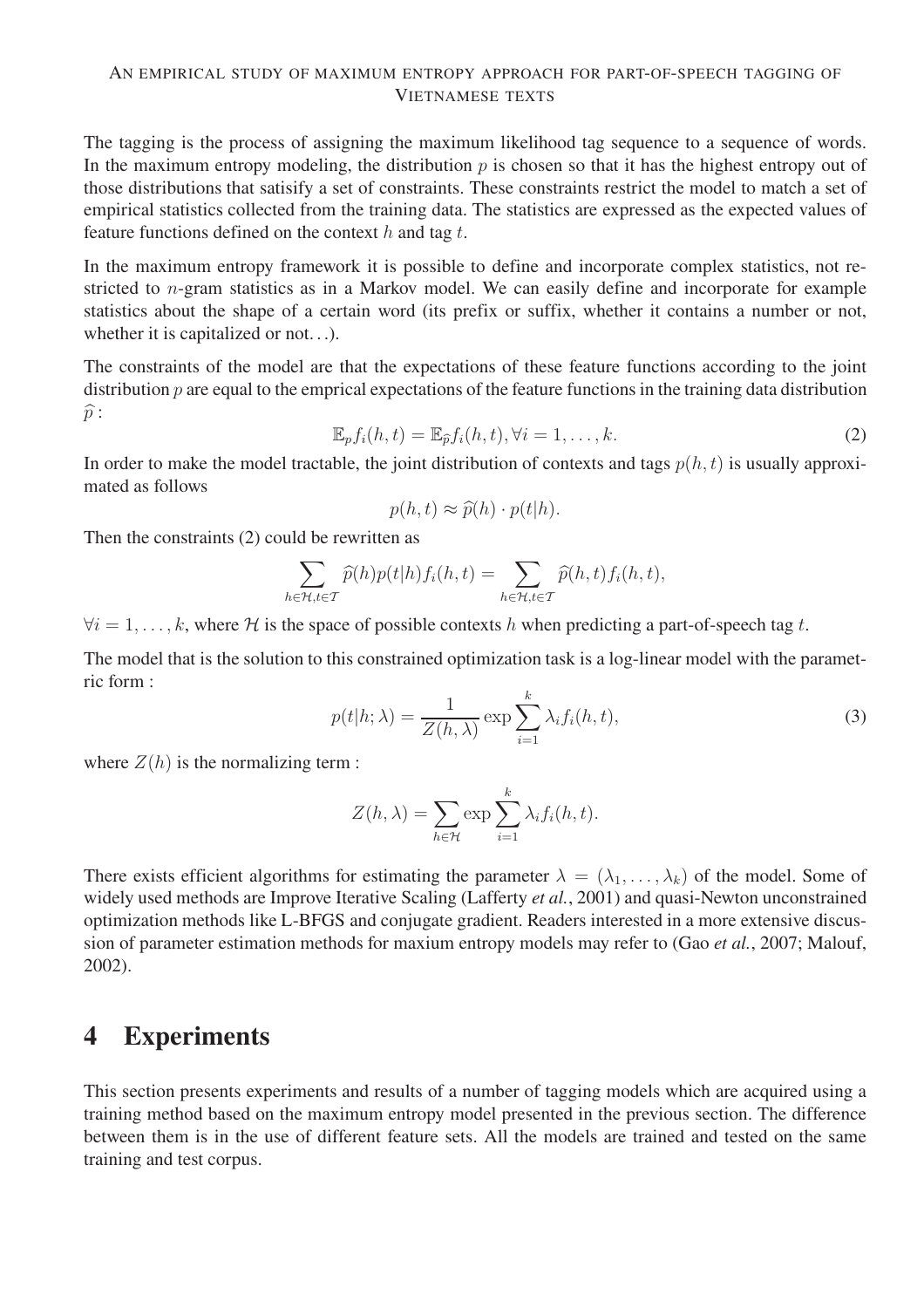The tagging is the process of assigning the maximum likelihood tag sequence to a sequence of words. In the maximum entropy modeling, the distribution $p$ is chosen so that it has the highest entropy out of those distributions that satisify a set of constraints. These constraints restrict the model to match a set of empirical statistics collected from the training data. The statistics are expressed as the expected values of feature functions defined on the context $h$ and tag $t$.

In the maximum entropy framework it is possible to define and incorporate complex statistics, not restricted to $n$-gram statistics as in a Markov model. We can easily define and incorporate for example statistics about the shape of a certain word (its prefix or suffix, whether it contains a number or not, whether it is capitalized or not...).

The constraints of the model are that the expectations of these feature functions according to the joint distribution $p$ are equal to the emprical expectations of the feature functions in the training data distribution $\widehat{p}$ :

$$\mathbb{E}_p f_i(h,t) = \mathbb{E}_{\widehat{p}} f_i(h,t), \forall i = 1, \ldots, k. \tag{2}$$

In order to make the model tractable, the joint distribution of contexts and tags $p(h,t)$ is usually approximated as follows

$$p(h,t) \approx \widehat{p}(h) \cdot p(t|h).$$

Then the constraints (2) could be rewritten as

$$\sum_{h \in \mathcal{H}, t \in \mathcal{T}} \widehat{p}(h) p(t|h) f_i(h,t) = \sum_{h \in \mathcal{H}, t \in \mathcal{T}} \widehat{p}(h,t) f_i(h,t),$$

$\forall i = 1, \ldots, k$, where $\mathcal{H}$ is the space of possible contexts $h$ when predicting a part-of-speech tag $t$.

The model that is the solution to this constrained optimization task is a log-linear model with the parametric form :

$$p(t|h;\lambda) = \frac{1}{Z(h,\lambda)} \exp \sum_{i=1}^{k} \lambda_i f_i(h,t), \tag{3}$$

where $Z(h)$ is the normalizing term :

$$Z(h,\lambda) = \sum_{h \in \mathcal{H}} \exp \sum_{i=1}^{k} \lambda_i f_i(h,t).$$

There exists efficient algorithms for estimating the parameter $\lambda = (\lambda_1, \ldots, \lambda_k)$ of the model. Some of widely used methods are Improve Iterative Scaling (Lafferty *et al.*, 2001) and quasi-Newton unconstrained optimization methods like L-BFGS and conjugate gradient. Readers interested in a more extensive discussion of parameter estimation methods for maxium entropy models may refer to (Gao *et al.*, 2007; Malouf, 2002).

# 4 Experiments

This section presents experiments and results of a number of tagging models which are acquired using a training method based on the maximum entropy model presented in the previous section. The difference between them is in the use of different feature sets. All the models are trained and tested on the same training and test corpus.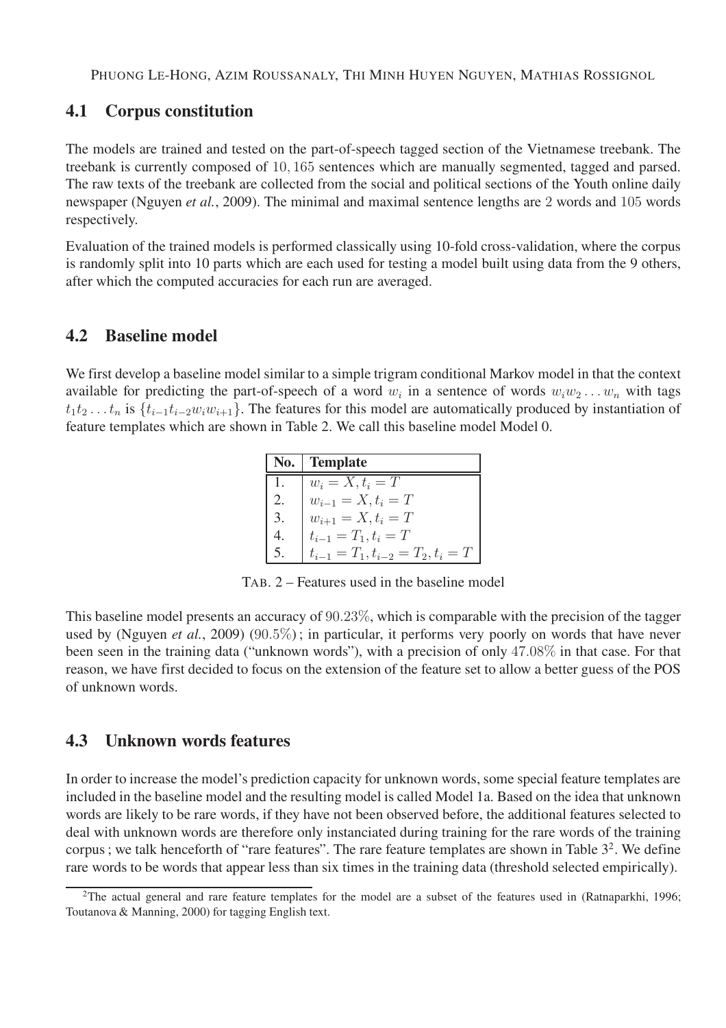## 4.1 Corpus constitution

The models are trained and tested on the part-of-speech tagged section of the Vietnamese treebank. The treebank is currently composed of $10,165$ sentences which are manually segmented, tagged and parsed. The raw texts of the treebank are collected from the social and political sections of the Youth online daily newspaper (Nguyen *et al.*, 2009). The minimal and maximal sentence lengths are $2$ words and $105$ words respectively.

Evaluation of the trained models is performed classically using 10-fold cross-validation, where the corpus is randomly split into 10 parts which are each used for testing a model built using data from the 9 others, after which the computed accuracies for each run are averaged.

## 4.2 Baseline model

We first develop a baseline model similar to a simple trigram conditional Markov model in that the context available for predicting the part-of-speech of a word $w_i$ in a sentence of words $w_i w_2 \ldots w_n$ with tags $t_1 t_2 \ldots t_n$ is $\{t_{i-1} t_{i-2} w_i w_{i+1}\}$. The features for this model are automatically produced by instantiation of feature templates which are shown in Table 2. We call this baseline model Model 0.

| No. | Template |
|---|---|
| 1. | $w_i = X, t_i = T$ |
| 2. | $w_{i-1} = X, t_i = T$ |
| 3. | $w_{i+1} = X, t_i = T$ |
| 4. | $t_{i-1} = T_1, t_i = T$ |
| 5. | $t_{i-1} = T_1, t_{i-2} = T_2, t_i = T$ |

TAB. 2 – Features used in the baseline model

This baseline model presents an accuracy of $90.23\%$, which is comparable with the precision of the tagger used by (Nguyen *et al.*, 2009) ($90.5\%$) ; in particular, it performs very poorly on words that have never been seen in the training data ("unknown words"), with a precision of only $47.08\%$ in that case. For that reason, we have first decided to focus on the extension of the feature set to allow a better guess of the POS of unknown words.

## 4.3 Unknown words features

In order to increase the model's prediction capacity for unknown words, some special feature templates are included in the baseline model and the resulting model is called Model 1a. Based on the idea that unknown words are likely to be rare words, if they have not been observed before, the additional features selected to deal with unknown words are therefore only instanciated during training for the rare words of the training corpus ; we talk henceforth of "rare features". The rare feature templates are shown in Table 3[2]. We define rare words to be words that appear less than six times in the training data (threshold selected empirically).

[2] The actual general and rare feature templates for the model are a subset of the features used in (Ratnaparkhi, 1996; Toutanova & Manning, 2000) for tagging English text.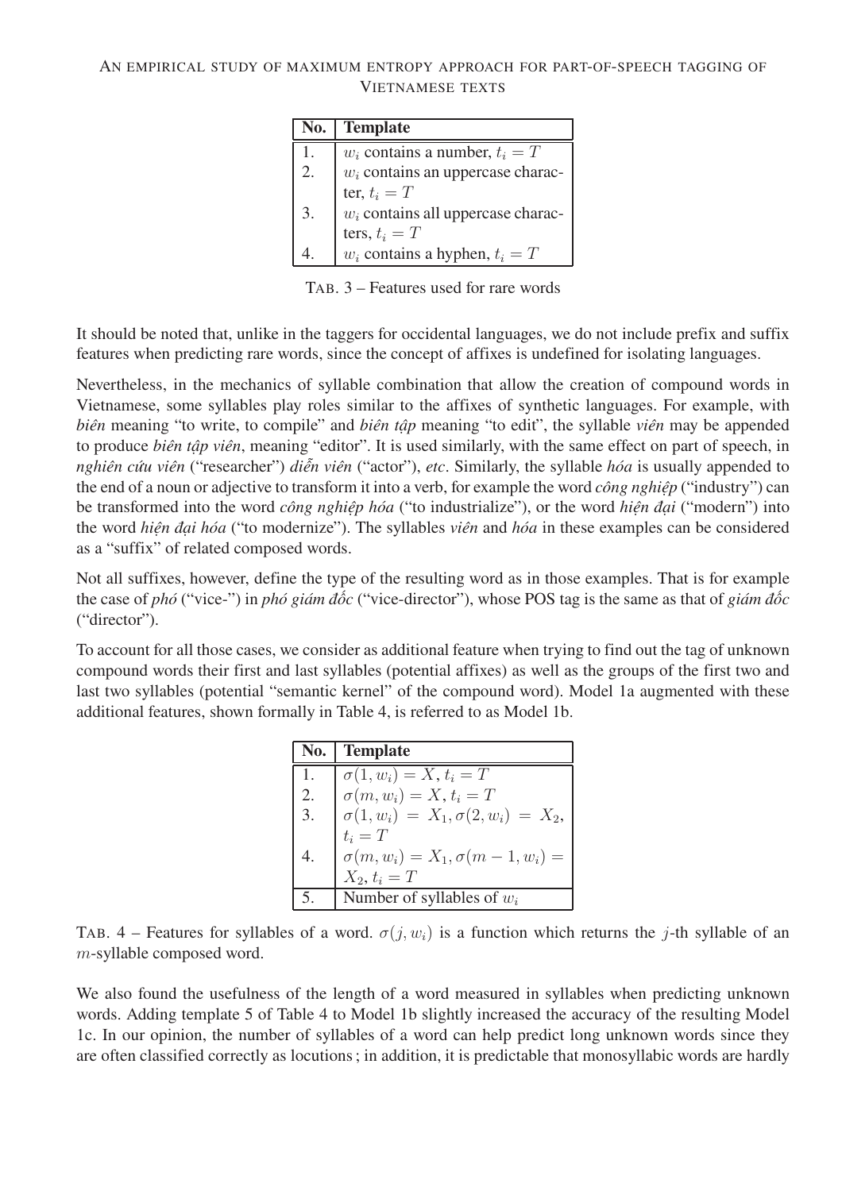| No. | Template |
|---|---|
| 1. | $w_i$ contains a number, $t_i = T$ |
| 2. | $w_i$ contains an uppercase character, $t_i = T$ |
| 3. | $w_i$ contains all uppercase characters, $t_i = T$ |
| 4. | $w_i$ contains a hyphen, $t_i = T$ |

TAB. 3 – Features used for rare words

It should be noted that, unlike in the taggers for occidental languages, we do not include prefix and suffix features when predicting rare words, since the concept of affixes is undefined for isolating languages.

Nevertheless, in the mechanics of syllable combination that allow the creation of compound words in Vietnamese, some syllables play roles similar to the affixes of synthetic languages. For example, with *biên* meaning "to write, to compile" and *biên tập* meaning "to edit", the syllable *viên* may be appended to produce *biên tập viên*, meaning "editor". It is used similarly, with the same effect on part of speech, in *nghiên cứu viên* ("researcher") *diễn viên* ("actor"), *etc*. Similarly, the syllable *hóa* is usually appended to the end of a noun or adjective to transform it into a verb, for example the word *công nghiệp* ("industry") can be transformed into the word *công nghiệp hóa* ("to industrialize"), or the word *hiện đại* ("modern") into the word *hiện đại hóa* ("to modernize"). The syllables *viên* and *hóa* in these examples can be considered as a "suffix" of related composed words.

Not all suffixes, however, define the type of the resulting word as in those examples. That is for example the case of *phó* ("vice-") in *phó giám đốc* ("vice-director"), whose POS tag is the same as that of *giám đốc* ("director").

To account for all those cases, we consider as additional feature when trying to find out the tag of unknown compound words their first and last syllables (potential affixes) as well as the groups of the first two and last two syllables (potential "semantic kernel" of the compound word). Model 1a augmented with these additional features, shown formally in Table 4, is referred to as Model 1b.

| No. | Template |
|---|---|
| 1. | $\sigma(1, w_i) = X, t_i = T$ |
| 2. | $\sigma(m, w_i) = X, t_i = T$ |
| 3. | $\sigma(1, w_i) = X_1, \sigma(2, w_i) = X_2, t_i = T$ |
| 4. | $\sigma(m, w_i) = X_1, \sigma(m-1, w_i) = X_2, t_i = T$ |
| 5. | Number of syllables of $w_i$ |

TAB. 4 – Features for syllables of a word. $\sigma(j, w_i)$ is a function which returns the $j$-th syllable of an $m$-syllable composed word.

We also found the usefulness of the length of a word measured in syllables when predicting unknown words. Adding template 5 of Table 4 to Model 1b slightly increased the accuracy of the resulting Model 1c. In our opinion, the number of syllables of a word can help predict long unknown words since they are often classified correctly as locutions; in addition, it is predictable that monosyllabic words are hardly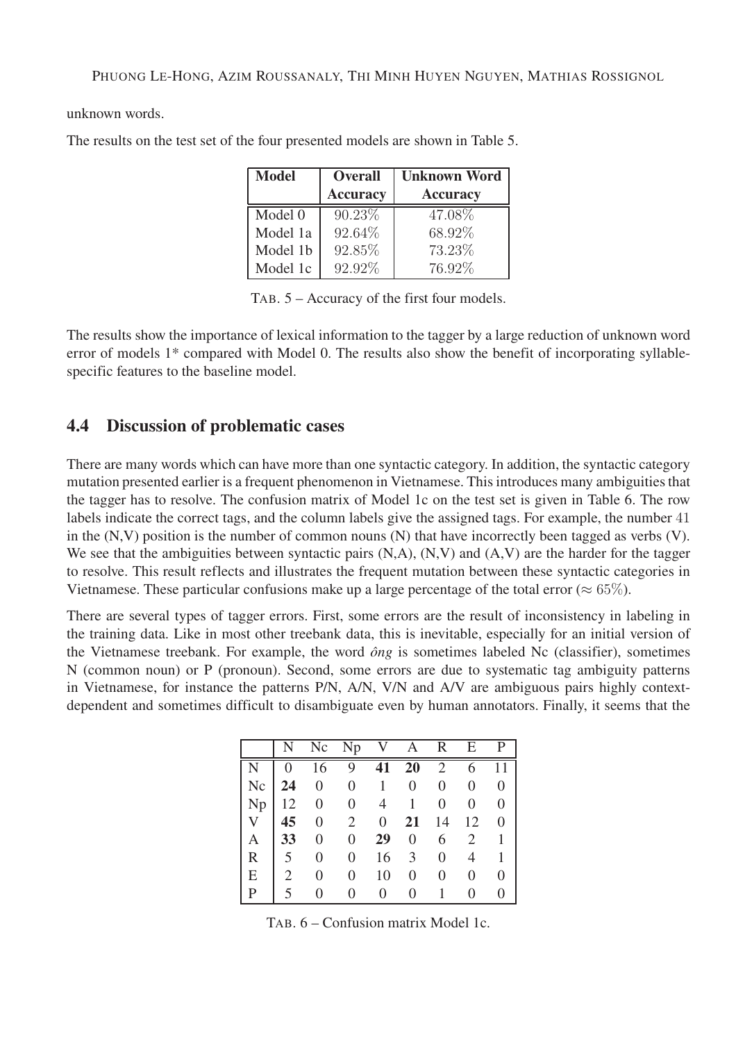unknown words.

The results on the test set of the four presented models are shown in Table 5.

| Model | Overall Accuracy | Unknown Word Accuracy |
|---|---|---|
| Model 0 | 90.23% | 47.08% |
| Model 1a | 92.64% | 68.92% |
| Model 1b | 92.85% | 73.23% |
| Model 1c | 92.92% | 76.92% |

TAB. 5 – Accuracy of the first four models.

The results show the importance of lexical information to the tagger by a large reduction of unknown word error of models 1* compared with Model 0. The results also show the benefit of incorporating syllable-specific features to the baseline model.

## 4.4 Discussion of problematic cases

There are many words which can have more than one syntactic category. In addition, the syntactic category mutation presented earlier is a frequent phenomenon in Vietnamese. This introduces many ambiguities that the tagger has to resolve. The confusion matrix of Model 1c on the test set is given in Table 6. The row labels indicate the correct tags, and the column labels give the assigned tags. For example, the number 41 in the (N,V) position is the number of common nouns (N) that have incorrectly been tagged as verbs (V). We see that the ambiguities between syntactic pairs (N,A), (N,V) and (A,V) are the harder for the tagger to resolve. This result reflects and illustrates the frequent mutation between these syntactic categories in Vietnamese. These particular confusions make up a large percentage of the total error ($\approx 65\%$).

There are several types of tagger errors. First, some errors are the result of inconsistency in labeling in the training data. Like in most other treebank data, this is inevitable, especially for an initial version of the Vietnamese treebank. For example, the word *ông* is sometimes labeled Nc (classifier), sometimes N (common noun) or P (pronoun). Second, some errors are due to systematic tag ambiguity patterns in Vietnamese, for instance the patterns P/N, A/N, V/N and A/V are ambiguous pairs highly context-dependent and sometimes difficult to disambiguate even by human annotators. Finally, it seems that the

| | N | Nc | Np | V | A | R | E | P |
|---|---|---|---|---|---|---|---|---|
| N | 0 | 16 | 9 | **41** | **20** | 2 | 6 | 11 |
| Nc | **24** | 0 | 0 | 1 | 0 | 0 | 0 | 0 |
| Np | 12 | 0 | 0 | 4 | 1 | 0 | 0 | 0 |
| V | **45** | 0 | 2 | 0 | **21** | 14 | 12 | 0 |
| A | **33** | 0 | 0 | **29** | 0 | 6 | 2 | 1 |
| R | 5 | 0 | 0 | 16 | 3 | 0 | 4 | 1 |
| E | 2 | 0 | 0 | 10 | 0 | 0 | 0 | 0 |
| P | 5 | 0 | 0 | 0 | 0 | 1 | 0 | 0 |

TAB. 6 – Confusion matrix Model 1c.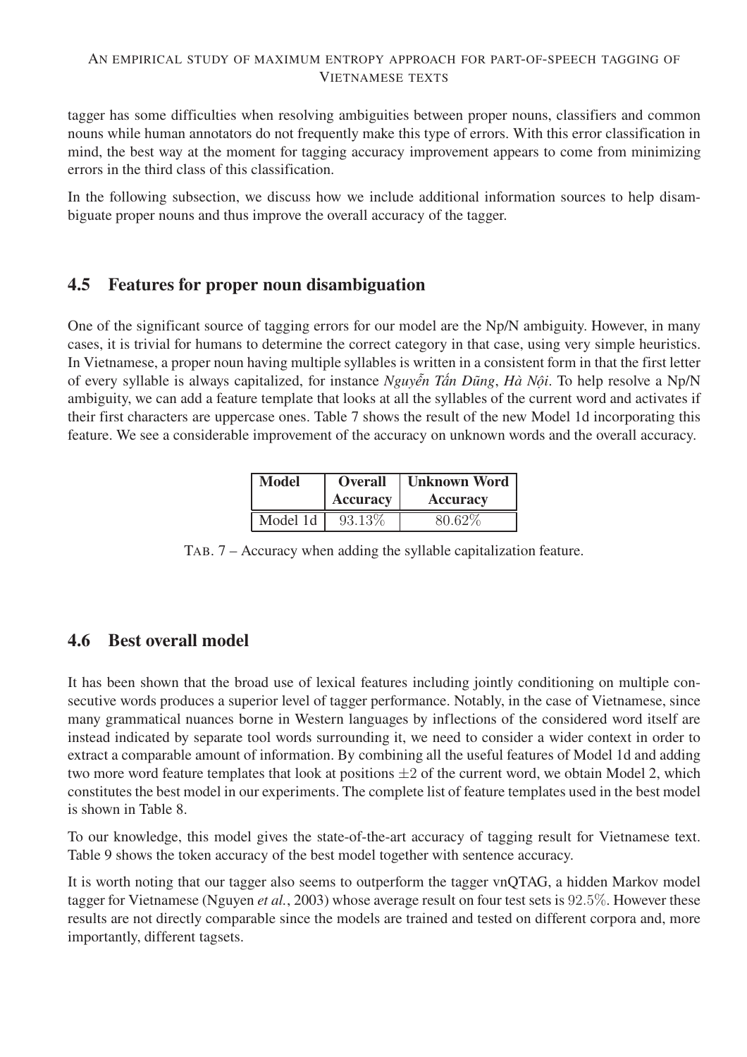tagger has some difficulties when resolving ambiguities between proper nouns, classifiers and common nouns while human annotators do not frequently make this type of errors. With this error classification in mind, the best way at the moment for tagging accuracy improvement appears to come from minimizing errors in the third class of this classification.

In the following subsection, we discuss how we include additional information sources to help disambiguate proper nouns and thus improve the overall accuracy of the tagger.

## 4.5 Features for proper noun disambiguation

One of the significant source of tagging errors for our model are the Np/N ambiguity. However, in many cases, it is trivial for humans to determine the correct category in that case, using very simple heuristics. In Vietnamese, a proper noun having multiple syllables is written in a consistent form in that the first letter of every syllable is always capitalized, for instance *Nguyễn Tấn Dũng*, *Hà Nội*. To help resolve a Np/N ambiguity, we can add a feature template that looks at all the syllables of the current word and activates if their first characters are uppercase ones. Table 7 shows the result of the new Model 1d incorporating this feature. We see a considerable improvement of the accuracy on unknown words and the overall accuracy.

| Model | Overall Accuracy | Unknown Word Accuracy |
|---|---|---|
| Model 1d | 93.13% | 80.62% |

TAB. 7 – Accuracy when adding the syllable capitalization feature.

## 4.6 Best overall model

It has been shown that the broad use of lexical features including jointly conditioning on multiple consecutive words produces a superior level of tagger performance. Notably, in the case of Vietnamese, since many grammatical nuances borne in Western languages by inflections of the considered word itself are instead indicated by separate tool words surrounding it, we need to consider a wider context in order to extract a comparable amount of information. By combining all the useful features of Model 1d and adding two more word feature templates that look at positions $\pm 2$ of the current word, we obtain Model 2, which constitutes the best model in our experiments. The complete list of feature templates used in the best model is shown in Table 8.

To our knowledge, this model gives the state-of-the-art accuracy of tagging result for Vietnamese text. Table 9 shows the token accuracy of the best model together with sentence accuracy.

It is worth noting that our tagger also seems to outperform the tagger vnQTAG, a hidden Markov model tagger for Vietnamese (Nguyen *et al.*, 2003) whose average result on four test sets is $92.5\%$. However these results are not directly comparable since the models are trained and tested on different corpora and, more importantly, different tagsets.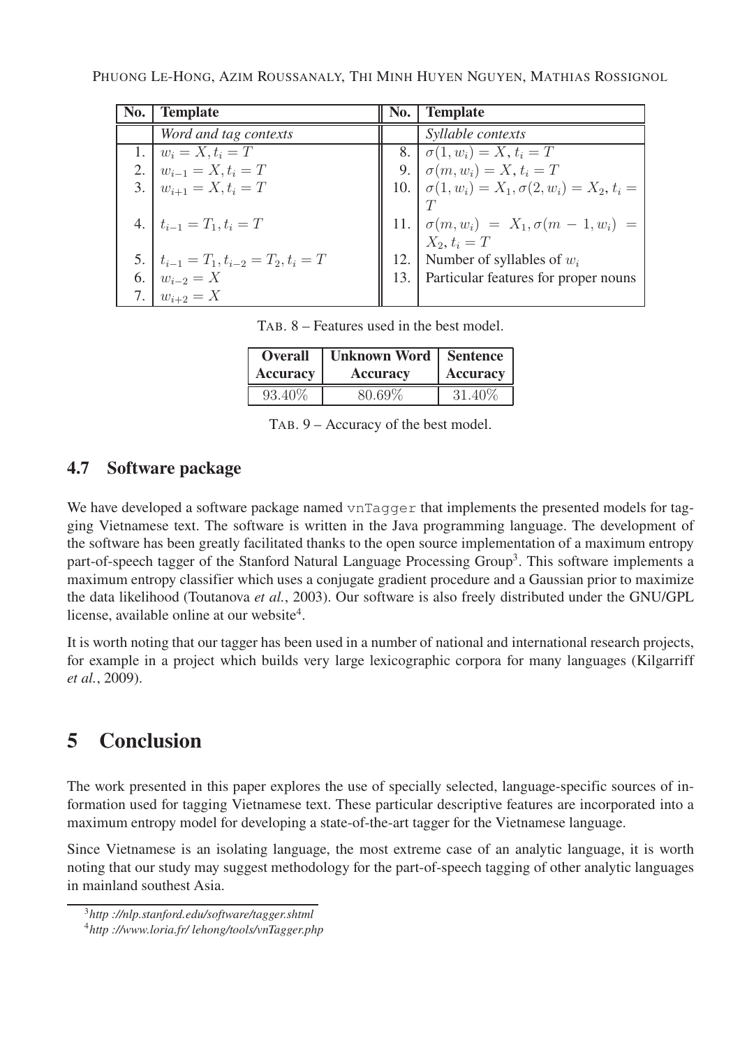| No. | Template | No. | Template |
|---|---|---|---|
| | *Word and tag contexts* | | *Syllable contexts* |
| 1. | $w_i = X, t_i = T$ | 8. | $\sigma(1, w_i) = X, t_i = T$ |
| 2. | $w_{i-1} = X, t_i = T$ | 9. | $\sigma(m, w_i) = X, t_i = T$ |
| 3. | $w_{i+1} = X, t_i = T$ | 10. | $\sigma(1, w_i) = X_1, \sigma(2, w_i) = X_2, t_i = T$ |
| 4. | $t_{i-1} = T_1, t_i = T$ | 11. | $\sigma(m, w_i) = X_1, \sigma(m-1, w_i) = X_2, t_i = T$ |
| 5. | $t_{i-1} = T_1, t_{i-2} = T_2, t_i = T$ | 12. | Number of syllables of $w_i$ |
| 6. | $w_{i-2} = X$ | 13. | Particular features for proper nouns |
| 7. | $w_{i+2} = X$ | | |

TAB. 8 – Features used in the best model.

| Overall Accuracy | Unknown Word Accuracy | Sentence Accuracy |
|---|---|---|
| 93.40% | 80.69% | 31.40% |

TAB. 9 – Accuracy of the best model.

### 4.7 Software package

We have developed a software package named `vnTagger` that implements the presented models for tagging Vietnamese text. The software is written in the Java programming language. The development of the software has been greatly facilitated thanks to the open source implementation of a maximum entropy part-of-speech tagger of the Stanford Natural Language Processing Group[3]. This software implements a maximum entropy classifier which uses a conjugate gradient procedure and a Gaussian prior to maximize the data likelihood (Toutanova *et al.*, 2003). Our software is also freely distributed under the GNU/GPL license, available online at our website[4].

It is worth noting that our tagger has been used in a number of national and international research projects, for example in a project which builds very large lexicographic corpora for many languages (Kilgarriff *et al.*, 2009).

## 5 Conclusion

The work presented in this paper explores the use of specially selected, language-specific sources of information used for tagging Vietnamese text. These particular descriptive features are incorporated into a maximum entropy model for developing a state-of-the-art tagger for the Vietnamese language.

Since Vietnamese is an isolating language, the most extreme case of an analytic language, it is worth noting that our study may suggest methodology for the part-of-speech tagging of other analytic languages in mainland southest Asia.

[3] *http ://nlp.stanford.edu/software/tagger.shtml*

[4] *http ://www.loria.fr/ lehong/tools/vnTagger.php*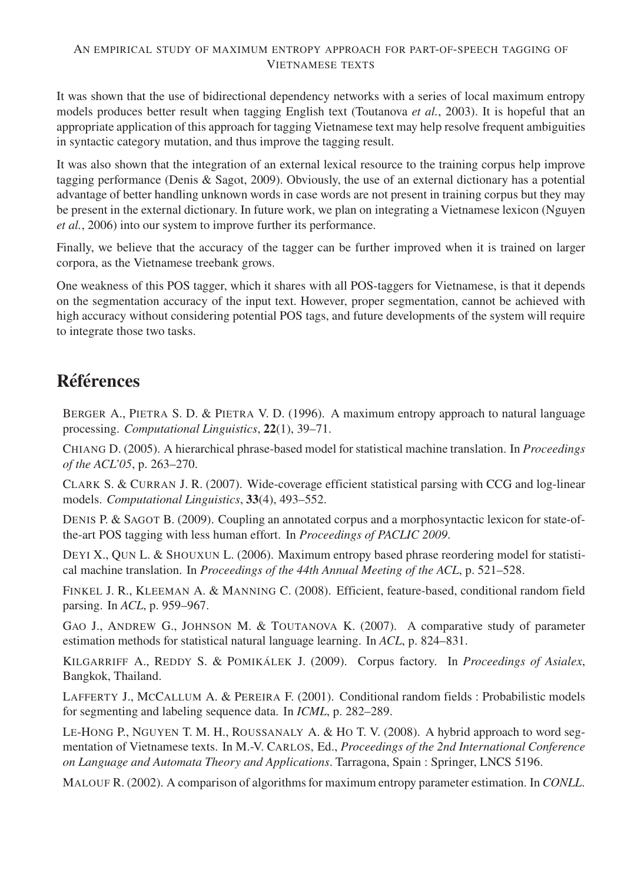It was shown that the use of bidirectional dependency networks with a series of local maximum entropy models produces better result when tagging English text (Toutanova *et al.*, 2003). It is hopeful that an appropriate application of this approach for tagging Vietnamese text may help resolve frequent ambiguities in syntactic category mutation, and thus improve the tagging result.

It was also shown that the integration of an external lexical resource to the training corpus help improve tagging performance (Denis & Sagot, 2009). Obviously, the use of an external dictionary has a potential advantage of better handling unknown words in case words are not present in training corpus but they may be present in the external dictionary. In future work, we plan on integrating a Vietnamese lexicon (Nguyen *et al.*, 2006) into our system to improve further its performance.

Finally, we believe that the accuracy of the tagger can be further improved when it is trained on larger corpora, as the Vietnamese treebank grows.

One weakness of this POS tagger, which it shares with all POS-taggers for Vietnamese, is that it depends on the segmentation accuracy of the input text. However, proper segmentation, cannot be achieved with high accuracy without considering potential POS tags, and future developments of the system will require to integrate those two tasks.

# Références

BERGER A., PIETRA S. D. & PIETRA V. D. (1996). A maximum entropy approach to natural language processing. *Computational Linguistics*, **22**(1), 39–71.

CHIANG D. (2005). A hierarchical phrase-based model for statistical machine translation. In *Proceedings of the ACL'05*, p. 263–270.

CLARK S. & CURRAN J. R. (2007). Wide-coverage efficient statistical parsing with CCG and log-linear models. *Computational Linguistics*, **33**(4), 493–552.

DENIS P. & SAGOT B. (2009). Coupling an annotated corpus and a morphosyntactic lexicon for state-of-the-art POS tagging with less human effort. In *Proceedings of PACLIC 2009*.

DEYI X., QUN L. & SHOUXUN L. (2006). Maximum entropy based phrase reordering model for statistical machine translation. In *Proceedings of the 44th Annual Meeting of the ACL*, p. 521–528.

FINKEL J. R., KLEEMAN A. & MANNING C. (2008). Efficient, feature-based, conditional random field parsing. In *ACL*, p. 959–967.

GAO J., ANDREW G., JOHNSON M. & TOUTANOVA K. (2007). A comparative study of parameter estimation methods for statistical natural language learning. In *ACL*, p. 824–831.

KILGARRIFF A., REDDY S. & POMIKÁLEK J. (2009). Corpus factory. In *Proceedings of Asialex*, Bangkok, Thailand.

LAFFERTY J., MCCALLUM A. & PEREIRA F. (2001). Conditional random fields : Probabilistic models for segmenting and labeling sequence data. In *ICML*, p. 282–289.

LE-HONG P., NGUYEN T. M. H., ROUSSANALY A. & HO T. V. (2008). A hybrid approach to word segmentation of Vietnamese texts. In M.-V. CARLOS, Ed., *Proceedings of the 2nd International Conference on Language and Automata Theory and Applications*. Tarragona, Spain : Springer, LNCS 5196.

MALOUF R. (2002). A comparison of algorithms for maximum entropy parameter estimation. In *CONLL*.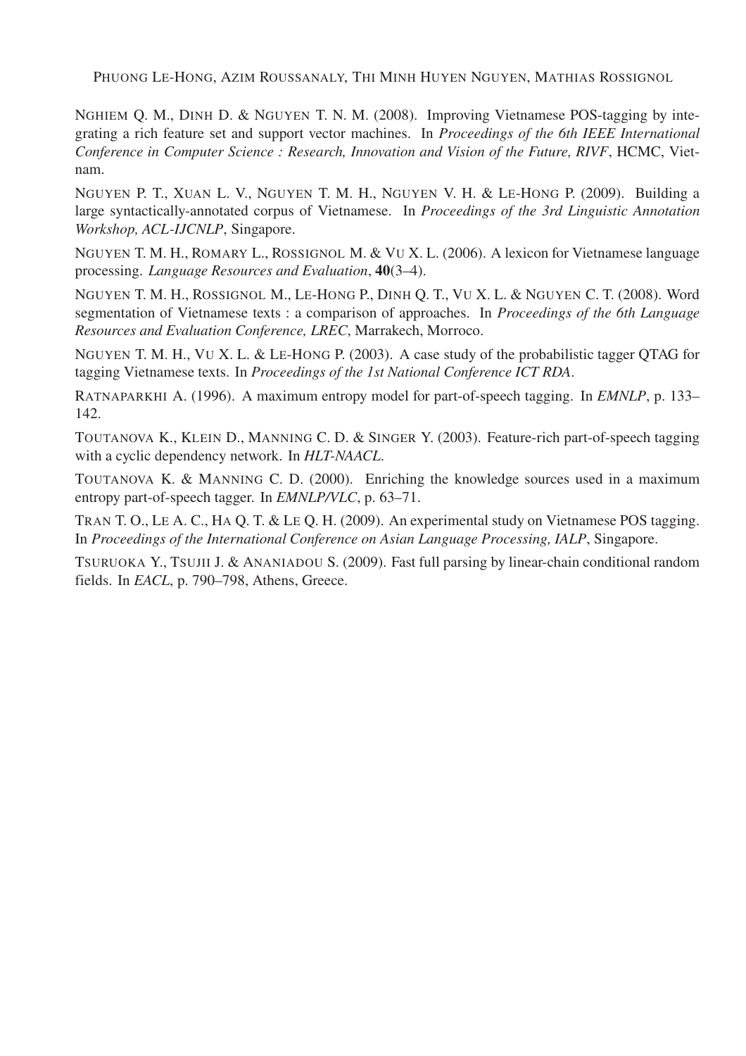NGHIEM Q. M., DINH D. & NGUYEN T. N. M. (2008). Improving Vietnamese POS-tagging by integrating a rich feature set and support vector machines. In *Proceedings of the 6th IEEE International Conference in Computer Science : Research, Innovation and Vision of the Future, RIVF*, HCMC, Vietnam.

NGUYEN P. T., XUAN L. V., NGUYEN T. M. H., NGUYEN V. H. & LE-HONG P. (2009). Building a large syntactically-annotated corpus of Vietnamese. In *Proceedings of the 3rd Linguistic Annotation Workshop, ACL-IJCNLP*, Singapore.

NGUYEN T. M. H., ROMARY L., ROSSIGNOL M. & VU X. L. (2006). A lexicon for Vietnamese language processing. *Language Resources and Evaluation*, **40**(3–4).

NGUYEN T. M. H., ROSSIGNOL M., LE-HONG P., DINH Q. T., VU X. L. & NGUYEN C. T. (2008). Word segmentation of Vietnamese texts : a comparison of approaches. In *Proceedings of the 6th Language Resources and Evaluation Conference, LREC*, Marrakech, Morroco.

NGUYEN T. M. H., VU X. L. & LE-HONG P. (2003). A case study of the probabilistic tagger QTAG for tagging Vietnamese texts. In *Proceedings of the 1st National Conference ICT RDA*.

RATNAPARKHI A. (1996). A maximum entropy model for part-of-speech tagging. In *EMNLP*, p. 133–142.

TOUTANOVA K., KLEIN D., MANNING C. D. & SINGER Y. (2003). Feature-rich part-of-speech tagging with a cyclic dependency network. In *HLT-NAACL*.

TOUTANOVA K. & MANNING C. D. (2000). Enriching the knowledge sources used in a maximum entropy part-of-speech tagger. In *EMNLP/VLC*, p. 63–71.

TRAN T. O., LE A. C., HA Q. T. & LE Q. H. (2009). An experimental study on Vietnamese POS tagging. In *Proceedings of the International Conference on Asian Language Processing, IALP*, Singapore.

TSURUOKA Y., TSUJII J. & ANANIADOU S. (2009). Fast full parsing by linear-chain conditional random fields. In *EACL*, p. 790–798, Athens, Greece.